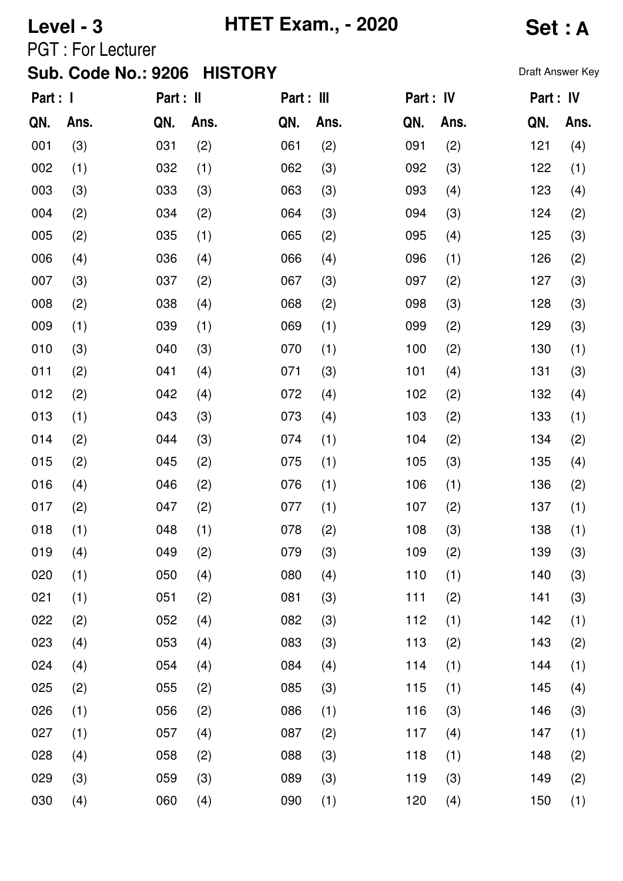# Level - 3 HTET Exam., - 2020 Set : A

PGT : For Lecturer

## Sub. Code No.: 9206 HISTORY

Draft Answer Key

| Part : I | | Part : II | | Part : III | | Part : IV | | Part : IV | |
|---|---|---|---|---|---|---|---|---|---|
| QN. | Ans. | QN. | Ans. | QN. | Ans. | QN. | Ans. | QN. | Ans. |
| 001 | (3) | 031 | (2) | 061 | (2) | 091 | (2) | 121 | (4) |
| 002 | (1) | 032 | (1) | 062 | (3) | 092 | (3) | 122 | (1) |
| 003 | (3) | 033 | (3) | 063 | (3) | 093 | (4) | 123 | (4) |
| 004 | (2) | 034 | (2) | 064 | (3) | 094 | (3) | 124 | (2) |
| 005 | (2) | 035 | (1) | 065 | (2) | 095 | (4) | 125 | (3) |
| 006 | (4) | 036 | (4) | 066 | (4) | 096 | (1) | 126 | (2) |
| 007 | (3) | 037 | (2) | 067 | (3) | 097 | (2) | 127 | (3) |
| 008 | (2) | 038 | (4) | 068 | (2) | 098 | (3) | 128 | (3) |
| 009 | (1) | 039 | (1) | 069 | (1) | 099 | (2) | 129 | (3) |
| 010 | (3) | 040 | (3) | 070 | (1) | 100 | (2) | 130 | (1) |
| 011 | (2) | 041 | (4) | 071 | (3) | 101 | (4) | 131 | (3) |
| 012 | (2) | 042 | (4) | 072 | (4) | 102 | (2) | 132 | (4) |
| 013 | (1) | 043 | (3) | 073 | (4) | 103 | (2) | 133 | (1) |
| 014 | (2) | 044 | (3) | 074 | (1) | 104 | (2) | 134 | (2) |
| 015 | (2) | 045 | (2) | 075 | (1) | 105 | (3) | 135 | (4) |
| 016 | (4) | 046 | (2) | 076 | (1) | 106 | (1) | 136 | (2) |
| 017 | (2) | 047 | (2) | 077 | (1) | 107 | (2) | 137 | (1) |
| 018 | (1) | 048 | (1) | 078 | (2) | 108 | (3) | 138 | (1) |
| 019 | (4) | 049 | (2) | 079 | (3) | 109 | (2) | 139 | (3) |
| 020 | (1) | 050 | (4) | 080 | (4) | 110 | (1) | 140 | (3) |
| 021 | (1) | 051 | (2) | 081 | (3) | 111 | (2) | 141 | (3) |
| 022 | (2) | 052 | (4) | 082 | (3) | 112 | (1) | 142 | (1) |
| 023 | (4) | 053 | (4) | 083 | (3) | 113 | (2) | 143 | (2) |
| 024 | (4) | 054 | (4) | 084 | (4) | 114 | (1) | 144 | (1) |
| 025 | (2) | 055 | (2) | 085 | (3) | 115 | (1) | 145 | (4) |
| 026 | (1) | 056 | (2) | 086 | (1) | 116 | (3) | 146 | (3) |
| 027 | (1) | 057 | (4) | 087 | (2) | 117 | (4) | 147 | (1) |
| 028 | (4) | 058 | (2) | 088 | (3) | 118 | (1) | 148 | (2) |
| 029 | (3) | 059 | (3) | 089 | (3) | 119 | (3) | 149 | (2) |
| 030 | (4) | 060 | (4) | 090 | (1) | 120 | (4) | 150 | (1) |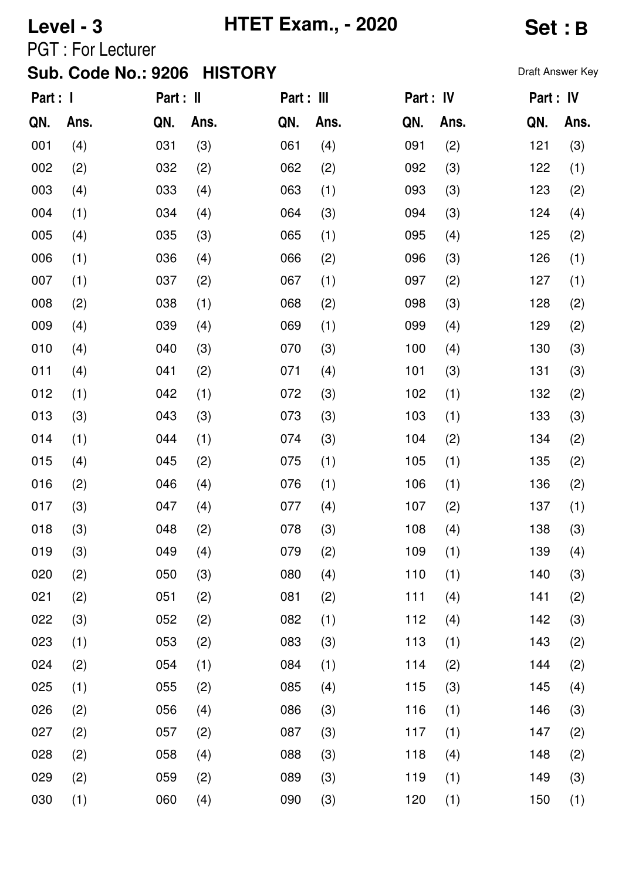# Level - 3 HTET Exam., - 2020 Set : B

PGT : For Lecturer

## Sub. Code No.: 9206 HISTORY

Draft Answer Key

| Part : I | | Part : II | | Part : III | | Part : IV | | Part : IV | |
|---|---|---|---|---|---|---|---|---|---|
| QN. | Ans. | QN. | Ans. | QN. | Ans. | QN. | Ans. | QN. | Ans. |
| 001 | (4) | 031 | (3) | 061 | (4) | 091 | (2) | 121 | (3) |
| 002 | (2) | 032 | (2) | 062 | (2) | 092 | (3) | 122 | (1) |
| 003 | (4) | 033 | (4) | 063 | (1) | 093 | (3) | 123 | (2) |
| 004 | (1) | 034 | (4) | 064 | (3) | 094 | (3) | 124 | (4) |
| 005 | (4) | 035 | (3) | 065 | (1) | 095 | (4) | 125 | (2) |
| 006 | (1) | 036 | (4) | 066 | (2) | 096 | (3) | 126 | (1) |
| 007 | (1) | 037 | (2) | 067 | (1) | 097 | (2) | 127 | (1) |
| 008 | (2) | 038 | (1) | 068 | (2) | 098 | (3) | 128 | (2) |
| 009 | (4) | 039 | (4) | 069 | (1) | 099 | (4) | 129 | (2) |
| 010 | (4) | 040 | (3) | 070 | (3) | 100 | (4) | 130 | (3) |
| 011 | (4) | 041 | (2) | 071 | (4) | 101 | (3) | 131 | (3) |
| 012 | (1) | 042 | (1) | 072 | (3) | 102 | (1) | 132 | (2) |
| 013 | (3) | 043 | (3) | 073 | (3) | 103 | (1) | 133 | (3) |
| 014 | (1) | 044 | (1) | 074 | (3) | 104 | (2) | 134 | (2) |
| 015 | (4) | 045 | (2) | 075 | (1) | 105 | (1) | 135 | (2) |
| 016 | (2) | 046 | (4) | 076 | (1) | 106 | (1) | 136 | (2) |
| 017 | (3) | 047 | (4) | 077 | (4) | 107 | (2) | 137 | (1) |
| 018 | (3) | 048 | (2) | 078 | (3) | 108 | (4) | 138 | (3) |
| 019 | (3) | 049 | (4) | 079 | (2) | 109 | (1) | 139 | (4) |
| 020 | (2) | 050 | (3) | 080 | (4) | 110 | (1) | 140 | (3) |
| 021 | (2) | 051 | (2) | 081 | (2) | 111 | (4) | 141 | (2) |
| 022 | (3) | 052 | (2) | 082 | (1) | 112 | (4) | 142 | (3) |
| 023 | (1) | 053 | (2) | 083 | (3) | 113 | (1) | 143 | (2) |
| 024 | (2) | 054 | (1) | 084 | (1) | 114 | (2) | 144 | (2) |
| 025 | (1) | 055 | (2) | 085 | (4) | 115 | (3) | 145 | (4) |
| 026 | (2) | 056 | (4) | 086 | (3) | 116 | (1) | 146 | (3) |
| 027 | (2) | 057 | (2) | 087 | (3) | 117 | (1) | 147 | (2) |
| 028 | (2) | 058 | (4) | 088 | (3) | 118 | (4) | 148 | (2) |
| 029 | (2) | 059 | (2) | 089 | (3) | 119 | (1) | 149 | (3) |
| 030 | (1) | 060 | (4) | 090 | (3) | 120 | (1) | 150 | (1) |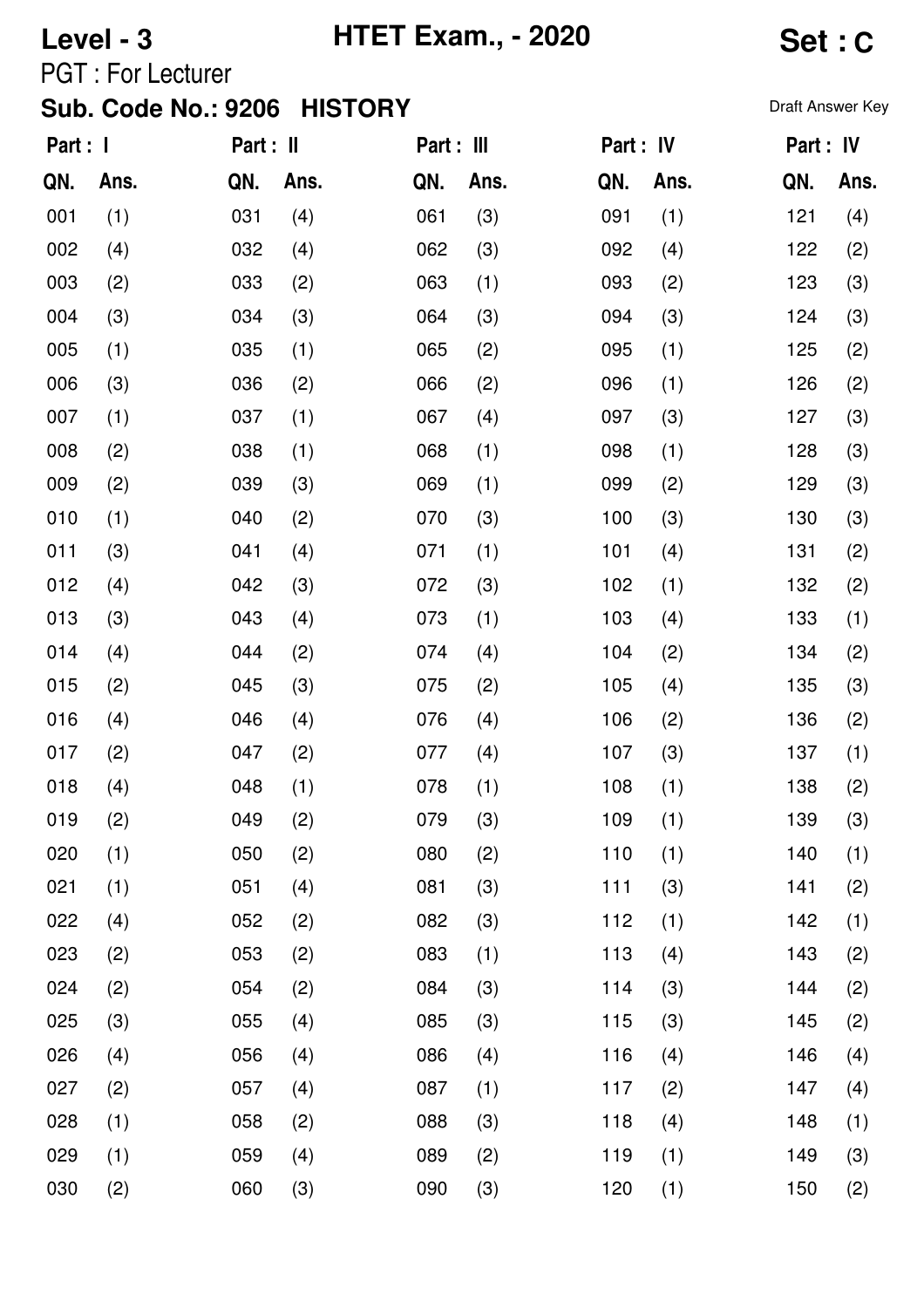**Level - 3** **HTET Exam., - 2020** **Set : C**

PGT : For Lecturer

**Sub. Code No.: 9206 HISTORY**

Draft Answer Key

| Part : I | | Part : II | | Part : III | | Part : IV | | Part : IV | |
|---|---|---|---|---|---|---|---|---|---|
| QN. | Ans. | QN. | Ans. | QN. | Ans. | QN. | Ans. | QN. | Ans. |
| 001 | (1) | 031 | (4) | 061 | (3) | 091 | (1) | 121 | (4) |
| 002 | (4) | 032 | (4) | 062 | (3) | 092 | (4) | 122 | (2) |
| 003 | (2) | 033 | (2) | 063 | (1) | 093 | (2) | 123 | (3) |
| 004 | (3) | 034 | (3) | 064 | (3) | 094 | (3) | 124 | (3) |
| 005 | (1) | 035 | (1) | 065 | (2) | 095 | (1) | 125 | (2) |
| 006 | (3) | 036 | (2) | 066 | (2) | 096 | (1) | 126 | (2) |
| 007 | (1) | 037 | (1) | 067 | (4) | 097 | (3) | 127 | (3) |
| 008 | (2) | 038 | (1) | 068 | (1) | 098 | (1) | 128 | (3) |
| 009 | (2) | 039 | (3) | 069 | (1) | 099 | (2) | 129 | (3) |
| 010 | (1) | 040 | (2) | 070 | (3) | 100 | (3) | 130 | (3) |
| 011 | (3) | 041 | (4) | 071 | (1) | 101 | (4) | 131 | (2) |
| 012 | (4) | 042 | (3) | 072 | (3) | 102 | (1) | 132 | (2) |
| 013 | (3) | 043 | (4) | 073 | (1) | 103 | (4) | 133 | (1) |
| 014 | (4) | 044 | (2) | 074 | (4) | 104 | (2) | 134 | (2) |
| 015 | (2) | 045 | (3) | 075 | (2) | 105 | (4) | 135 | (3) |
| 016 | (4) | 046 | (4) | 076 | (4) | 106 | (2) | 136 | (2) |
| 017 | (2) | 047 | (2) | 077 | (4) | 107 | (3) | 137 | (1) |
| 018 | (4) | 048 | (1) | 078 | (1) | 108 | (1) | 138 | (2) |
| 019 | (2) | 049 | (2) | 079 | (3) | 109 | (1) | 139 | (3) |
| 020 | (1) | 050 | (2) | 080 | (2) | 110 | (1) | 140 | (1) |
| 021 | (1) | 051 | (4) | 081 | (3) | 111 | (3) | 141 | (2) |
| 022 | (4) | 052 | (2) | 082 | (3) | 112 | (1) | 142 | (1) |
| 023 | (2) | 053 | (2) | 083 | (1) | 113 | (4) | 143 | (2) |
| 024 | (2) | 054 | (2) | 084 | (3) | 114 | (3) | 144 | (2) |
| 025 | (3) | 055 | (4) | 085 | (3) | 115 | (3) | 145 | (2) |
| 026 | (4) | 056 | (4) | 086 | (4) | 116 | (4) | 146 | (4) |
| 027 | (2) | 057 | (4) | 087 | (1) | 117 | (2) | 147 | (4) |
| 028 | (1) | 058 | (2) | 088 | (3) | 118 | (4) | 148 | (1) |
| 029 | (1) | 059 | (4) | 089 | (2) | 119 | (1) | 149 | (3) |
| 030 | (2) | 060 | (3) | 090 | (3) | 120 | (1) | 150 | (2) |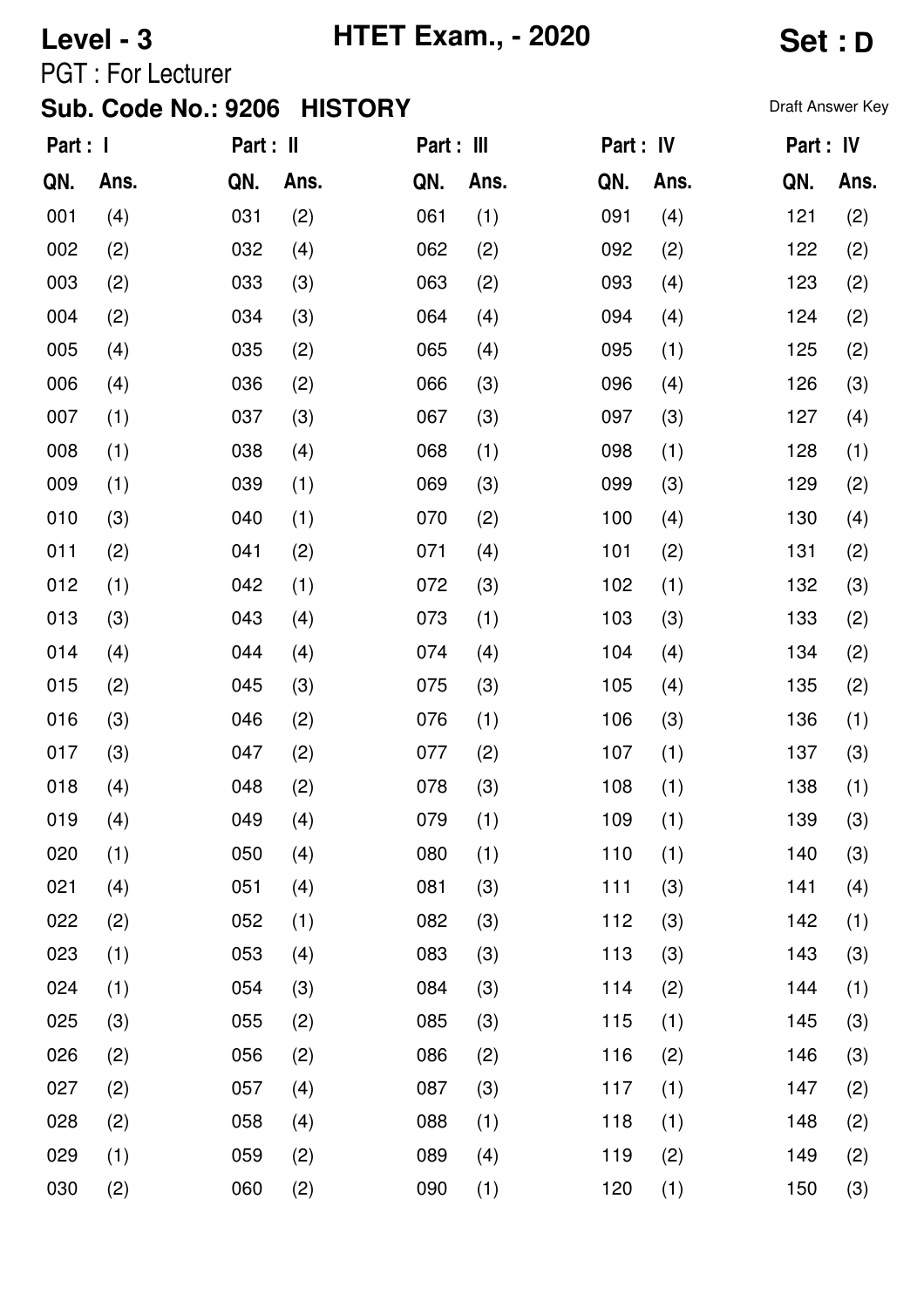**Level - 3** **HTET Exam., - 2020** **Set : D**

PGT : For Lecturer

**Sub. Code No.: 9206 HISTORY**

Draft Answer Key

| Part : I | | Part : II | | Part : III | | Part : IV | | Part : IV | |
|---|---|---|---|---|---|---|---|---|---|
| **QN.** | **Ans.** | **QN.** | **Ans.** | **QN.** | **Ans.** | **QN.** | **Ans.** | **QN.** | **Ans.** |
| 001 | (4) | 031 | (2) | 061 | (1) | 091 | (4) | 121 | (2) |
| 002 | (2) | 032 | (4) | 062 | (2) | 092 | (2) | 122 | (2) |
| 003 | (2) | 033 | (3) | 063 | (2) | 093 | (4) | 123 | (2) |
| 004 | (2) | 034 | (3) | 064 | (4) | 094 | (4) | 124 | (2) |
| 005 | (4) | 035 | (2) | 065 | (4) | 095 | (1) | 125 | (2) |
| 006 | (4) | 036 | (2) | 066 | (3) | 096 | (4) | 126 | (3) |
| 007 | (1) | 037 | (3) | 067 | (3) | 097 | (3) | 127 | (4) |
| 008 | (1) | 038 | (4) | 068 | (1) | 098 | (1) | 128 | (1) |
| 009 | (1) | 039 | (1) | 069 | (3) | 099 | (3) | 129 | (2) |
| 010 | (3) | 040 | (1) | 070 | (2) | 100 | (4) | 130 | (4) |
| 011 | (2) | 041 | (2) | 071 | (4) | 101 | (2) | 131 | (2) |
| 012 | (1) | 042 | (1) | 072 | (3) | 102 | (1) | 132 | (3) |
| 013 | (3) | 043 | (4) | 073 | (1) | 103 | (3) | 133 | (2) |
| 014 | (4) | 044 | (4) | 074 | (4) | 104 | (4) | 134 | (2) |
| 015 | (2) | 045 | (3) | 075 | (3) | 105 | (4) | 135 | (2) |
| 016 | (3) | 046 | (2) | 076 | (1) | 106 | (3) | 136 | (1) |
| 017 | (3) | 047 | (2) | 077 | (2) | 107 | (1) | 137 | (3) |
| 018 | (4) | 048 | (2) | 078 | (3) | 108 | (1) | 138 | (1) |
| 019 | (4) | 049 | (4) | 079 | (1) | 109 | (1) | 139 | (3) |
| 020 | (1) | 050 | (4) | 080 | (1) | 110 | (1) | 140 | (3) |
| 021 | (4) | 051 | (4) | 081 | (3) | 111 | (3) | 141 | (4) |
| 022 | (2) | 052 | (1) | 082 | (3) | 112 | (3) | 142 | (1) |
| 023 | (1) | 053 | (4) | 083 | (3) | 113 | (3) | 143 | (3) |
| 024 | (1) | 054 | (3) | 084 | (3) | 114 | (2) | 144 | (1) |
| 025 | (3) | 055 | (2) | 085 | (3) | 115 | (1) | 145 | (3) |
| 026 | (2) | 056 | (2) | 086 | (2) | 116 | (2) | 146 | (3) |
| 027 | (2) | 057 | (4) | 087 | (3) | 117 | (1) | 147 | (2) |
| 028 | (2) | 058 | (4) | 088 | (1) | 118 | (1) | 148 | (2) |
| 029 | (1) | 059 | (2) | 089 | (4) | 119 | (2) | 149 | (2) |
| 030 | (2) | 060 | (2) | 090 | (1) | 120 | (1) | 150 | (3) |